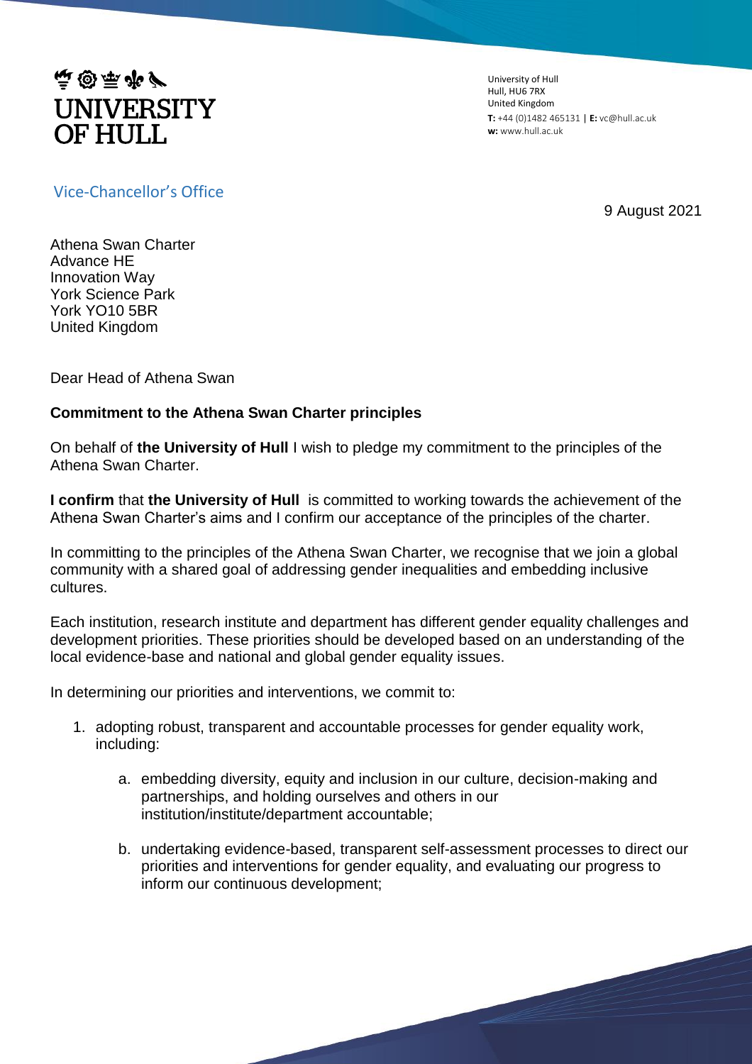UNIVERSITY OF HULL

University of Hull
Hull, HU6 7RX
United Kingdom
**T:** +44 (0)1482 465131 | **E:** vc@hull.ac.uk
**w:** www.hull.ac.uk

Vice-Chancellor's Office

9 August 2021

Athena Swan Charter
Advance HE
Innovation Way
York Science Park
York YO10 5BR
United Kingdom

Dear Head of Athena Swan

**Commitment to the Athena Swan Charter principles**

On behalf of **the University of Hull** I wish to pledge my commitment to the principles of the Athena Swan Charter.

**I confirm** that **the University of Hull** is committed to working towards the achievement of the Athena Swan Charter's aims and I confirm our acceptance of the principles of the charter.

In committing to the principles of the Athena Swan Charter, we recognise that we join a global community with a shared goal of addressing gender inequalities and embedding inclusive cultures.

Each institution, research institute and department has different gender equality challenges and development priorities. These priorities should be developed based on an understanding of the local evidence-base and national and global gender equality issues.

In determining our priorities and interventions, we commit to:

1. adopting robust, transparent and accountable processes for gender equality work, including:

    a. embedding diversity, equity and inclusion in our culture, decision-making and partnerships, and holding ourselves and others in our institution/institute/department accountable;

    b. undertaking evidence-based, transparent self-assessment processes to direct our priorities and interventions for gender equality, and evaluating our progress to inform our continuous development;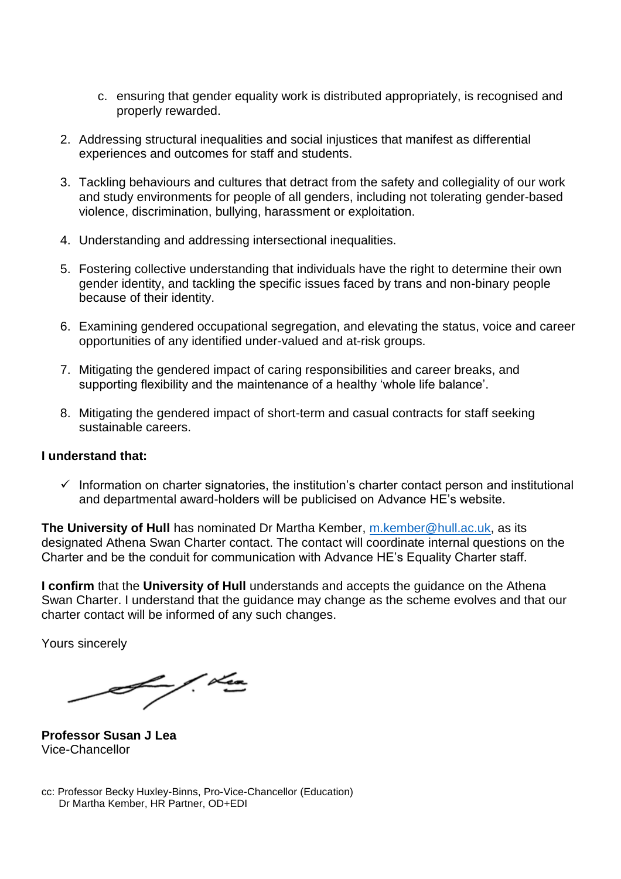c. ensuring that gender equality work is distributed appropriately, is recognised and properly rewarded.

2. Addressing structural inequalities and social injustices that manifest as differential experiences and outcomes for staff and students.

3. Tackling behaviours and cultures that detract from the safety and collegiality of our work and study environments for people of all genders, including not tolerating gender-based violence, discrimination, bullying, harassment or exploitation.

4. Understanding and addressing intersectional inequalities.

5. Fostering collective understanding that individuals have the right to determine their own gender identity, and tackling the specific issues faced by trans and non-binary people because of their identity.

6. Examining gendered occupational segregation, and elevating the status, voice and career opportunities of any identified under-valued and at-risk groups.

7. Mitigating the gendered impact of caring responsibilities and career breaks, and supporting flexibility and the maintenance of a healthy 'whole life balance'.

8. Mitigating the gendered impact of short-term and casual contracts for staff seeking sustainable careers.

**I understand that:**

- ✓ Information on charter signatories, the institution's charter contact person and institutional and departmental award-holders will be publicised on Advance HE's website.

**The University of Hull** has nominated Dr Martha Kember, m.kember@hull.ac.uk, as its designated Athena Swan Charter contact. The contact will coordinate internal questions on the Charter and be the conduit for communication with Advance HE's Equality Charter staff.

**I confirm** that the **University of Hull** understands and accepts the guidance on the Athena Swan Charter. I understand that the guidance may change as the scheme evolves and that our charter contact will be informed of any such changes.

Yours sincerely

**Professor Susan J Lea**
Vice-Chancellor

cc: Professor Becky Huxley-Binns, Pro-Vice-Chancellor (Education)
Dr Martha Kember, HR Partner, OD+EDI